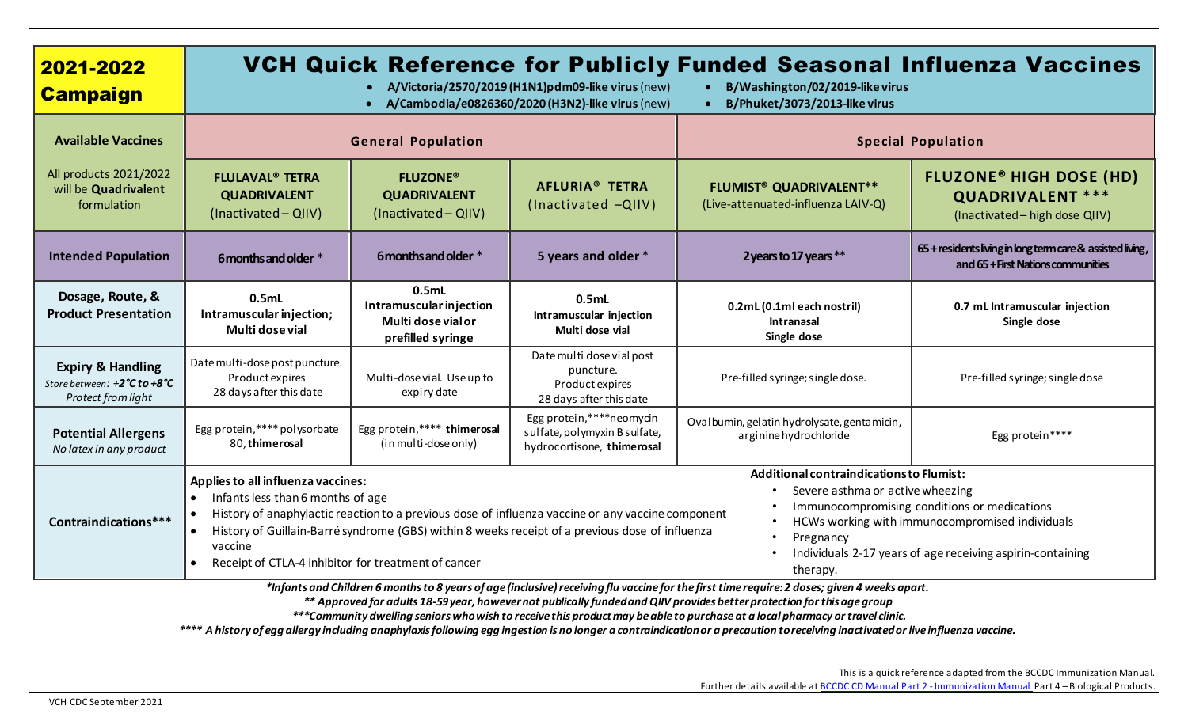# 2021-2022 Campaign

# VCH Quick Reference for Publicly Funded Seasonal Influenza Vaccines

- A/Victoria/2570/2019 (H1N1)pdm09-like virus (new)
- A/Cambodia/e0826360/2020 (H3N2)-like virus (new)
- B/Washington/02/2019-like virus
- B/Phuket/3073/2013-like virus

| Available Vaccines | General Population | | | Special Population | |
|---|---|---|---|---|---|
| All products 2021/2022 will be **Quadrivalent** formulation | **FLULAVAL® TETRA QUADRIVALENT** (Inactivated – QIIV) | **FLUZONE® QUADRIVALENT** (Inactivated – QIIV) | **AFLURIA® TETRA** (Inactivated –QIIV) | **FLUMIST® QUADRIVALENT**** (Live-attenuated-influenza LAIV-Q) | **FLUZONE® HIGH DOSE (HD) QUADRIVALENT ***** (Inactivated – high dose QIIV) |
| **Intended Population** | 6 months and older * | 6 months and older * | 5 years and older * | 2 years to 17 years ** | 65 + residents living in long term care & assisted living, and 65 + First Nations communities |
| **Dosage, Route, & Product Presentation** | **0.5mL Intramuscular injection; Multi dose vial** | **0.5mL Intramuscular injection Multi dose vial or prefilled syringe** | **0.5mL Intramuscular injection Multi dose vial** | **0.2mL (0.1ml each nostril) Intranasal Single dose** | **0.7 mL Intramuscular injection Single dose** |
| **Expiry & Handling** *Store between: +2°C to +8°C Protect from light* | Date multi-dose post puncture. Product expires 28 days after this date | Multi-dose vial. Use up to expiry date | Date multi dose vial post puncture. Product expires 28 days after this date | Pre-filled syringe; single dose. | Pre-filled syringe; single dose |
| **Potential Allergens** *No latex in any product* | Egg protein,**** polysorbate 80, **thimerosal** | Egg protein,**** **thimerosal** (in multi-dose only) | Egg protein,****neomycin sulfate, polymyxin B sulfate, hydrocortisone, **thimerosal** | Ovalbumin, gelatin hydrolysate, gentamicin, arginine hydrochloride | Egg protein**** |
| **Contraindications***** | **Applies to all influenza vaccines:** • Infants less than 6 months of age • History of anaphylactic reaction to a previous dose of influenza vaccine or any vaccine component • History of Guillain-Barré syndrome (GBS) within 8 weeks receipt of a previous dose of influenza vaccine • Receipt of CTLA-4 inhibitor for treatment of cancer | | | **Additional contraindications to Flumist:** • Severe asthma or active wheezing • Immunocompromising conditions or medications • HCWs working with immunocompromised individuals • Pregnancy • Individuals 2-17 years of age receiving aspirin-containing therapy. | |

***Infants and Children 6 months to 8 years of age (inclusive) receiving flu vaccine for the first time require: 2 doses; given 4 weeks apart.***

***** Approved for adults 18-59 year, however not publically funded and QIIV provides better protection for this age group***

******Community dwelling seniors who wish to receive this product may be able to purchase at a local pharmacy or travel clinic.***

******* A history of egg allergy including anaphylaxis following egg ingestion is no longer a contraindication or a precaution to receiving inactivated or live influenza vaccine.***

This is a quick reference adapted from the BCCDC Immunization Manual.
Further details available at BCCDC CD Manual Part 2 - Immunization Manual Part 4 – Biological Products.

VCH CDC September 2021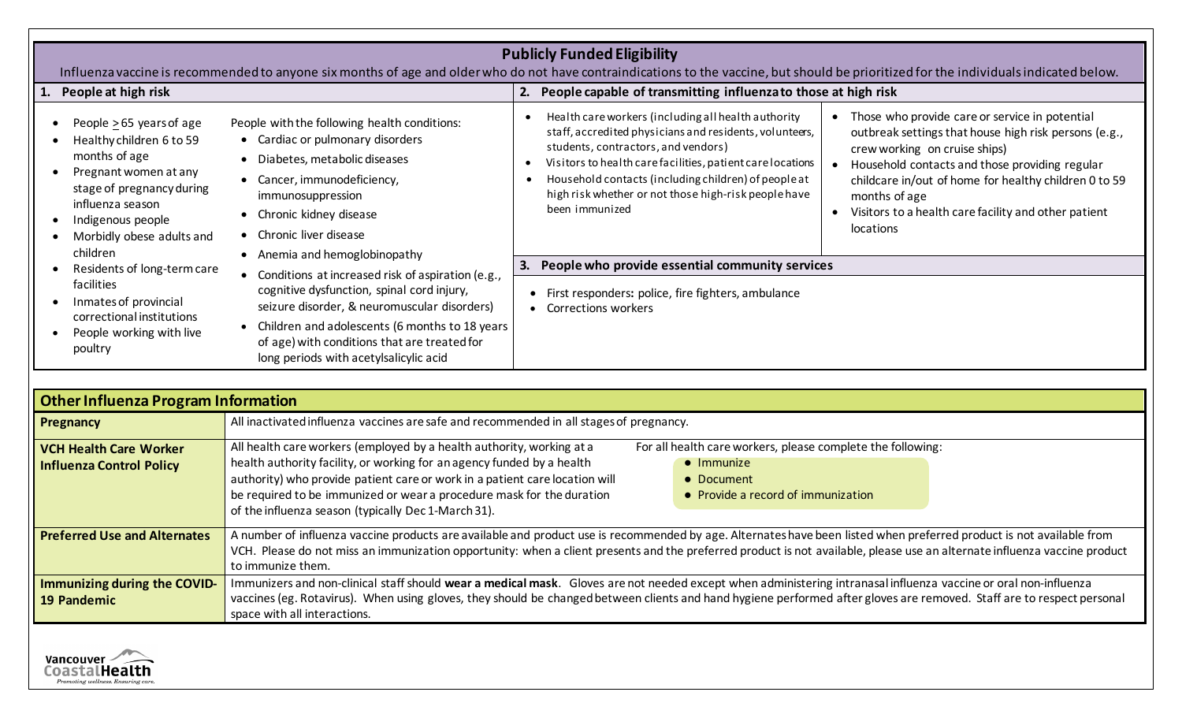## Publicly Funded Eligibility

Influenza vaccine is recommended to anyone six months of age and older who do not have contraindications to the vaccine, but should be prioritized for the individuals indicated below.

### 1. People at high risk

- People ≥ 65 years of age
- Healthy children 6 to 59 months of age
- Pregnant women at any stage of pregnancy during influenza season
- Indigenous people
- Morbidly obese adults and children
- Residents of long-term care facilities
- Inmates of provincial correctional institutions
- People working with live poultry

People with the following health conditions:

- Cardiac or pulmonary disorders
- Diabetes, metabolic diseases
- Cancer, immunodeficiency, immunosuppression
- Chronic kidney disease
- Chronic liver disease
- Anemia and hemoglobinopathy
- Conditions at increased risk of aspiration (e.g., cognitive dysfunction, spinal cord injury, seizure disorder, & neuromuscular disorders)
- Children and adolescents (6 months to 18 years of age) with conditions that are treated for long periods with acetylsalicylic acid

### 2. People capable of transmitting influenza to those at high risk

- Health care workers (including all health authority staff, accredited physicians and residents, volunteers, students, contractors, and vendors)
- Visitors to health care facilities, patient care locations
- Household contacts (including children) of people at high risk whether or not those high-risk people have been immunized
- Those who provide care or service in potential outbreak settings that house high risk persons (e.g., crew working on cruise ships)
- Household contacts and those providing regular childcare in/out of home for healthy children 0 to 59 months of age
- Visitors to a health care facility and other patient locations

### 3. People who provide essential community services

- First responders: police, fire fighters, ambulance
- Corrections workers

## Other Influenza Program Information

| | |
|---|---|
| **Pregnancy** | All inactivated influenza vaccines are safe and recommended in all stages of pregnancy. |
| **VCH Health Care Worker Influenza Control Policy** | All health care workers (employed by a health authority, working at a health authority facility, or working for an agency funded by a health authority) who provide patient care or work in a patient care location will be required to be immunized or wear a procedure mask for the duration of the influenza season (typically Dec 1-March 31). For all health care workers, please complete the following: • Immunize • Document • Provide a record of immunization |
| **Preferred Use and Alternates** | A number of influenza vaccine products are available and product use is recommended by age. Alternates have been listed when preferred product is not available from VCH. Please do not miss an immunization opportunity: when a client presents and the preferred product is not available, please use an alternate influenza vaccine product to immunize them. |
| **Immunizing during the COVID-19 Pandemic** | Immunizers and non-clinical staff should **wear a medical mask**. Gloves are not needed except when administering intranasal influenza vaccine or oral non-influenza vaccines (eg. Rotavirus). When using gloves, they should be changed between clients and hand hygiene performed after gloves are removed. Staff are to respect personal space with all interactions. |

Vancouver Coastal Health
*Promoting wellness. Ensuring care.*